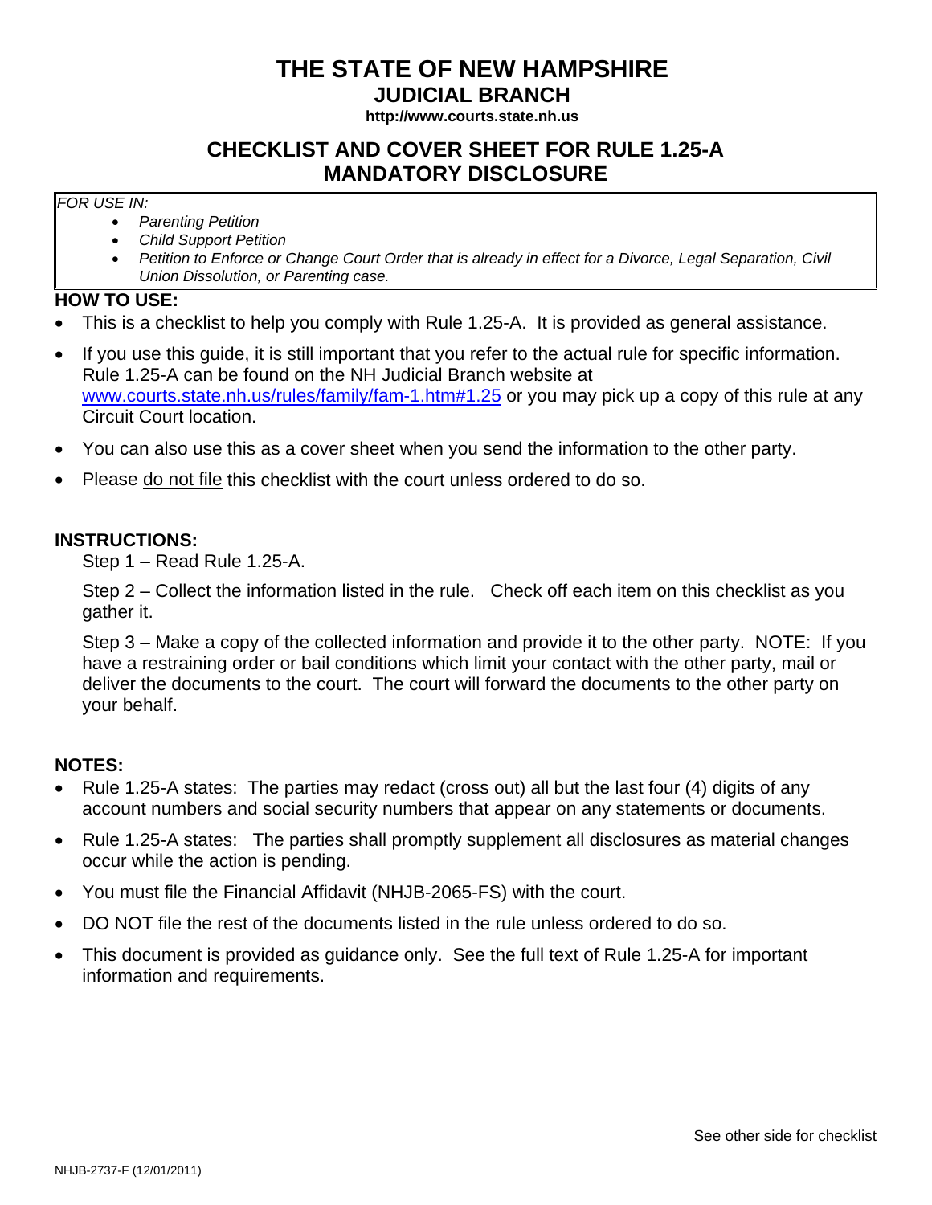# THE STATE OF NEW HAMPSHIRE

## JUDICIAL BRANCH

**http://www.courts.state.nh.us**

## CHECKLIST AND COVER SHEET FOR RULE 1.25-A MANDATORY DISCLOSURE

*FOR USE IN:*

- *Parenting Petition*
- *Child Support Petition*
- *Petition to Enforce or Change Court Order that is already in effect for a Divorce, Legal Separation, Civil Union Dissolution, or Parenting case.*

**HOW TO USE:**

- This is a checklist to help you comply with Rule 1.25-A. It is provided as general assistance.
- If you use this guide, it is still important that you refer to the actual rule for specific information. Rule 1.25-A can be found on the NH Judicial Branch website at www.courts.state.nh.us/rules/family/fam-1.htm#1.25 or you may pick up a copy of this rule at any Circuit Court location.
- You can also use this as a cover sheet when you send the information to the other party.
- Please do not file this checklist with the court unless ordered to do so.

**INSTRUCTIONS:**

Step 1 – Read Rule 1.25-A.

Step 2 – Collect the information listed in the rule. Check off each item on this checklist as you gather it.

Step 3 – Make a copy of the collected information and provide it to the other party. NOTE: If you have a restraining order or bail conditions which limit your contact with the other party, mail or deliver the documents to the court. The court will forward the documents to the other party on your behalf.

**NOTES:**

- Rule 1.25-A states: The parties may redact (cross out) all but the last four (4) digits of any account numbers and social security numbers that appear on any statements or documents.
- Rule 1.25-A states: The parties shall promptly supplement all disclosures as material changes occur while the action is pending.
- You must file the Financial Affidavit (NHJB-2065-FS) with the court.
- DO NOT file the rest of the documents listed in the rule unless ordered to do so.
- This document is provided as guidance only. See the full text of Rule 1.25-A for important information and requirements.

See other side for checklist

NHJB-2737-F (12/01/2011)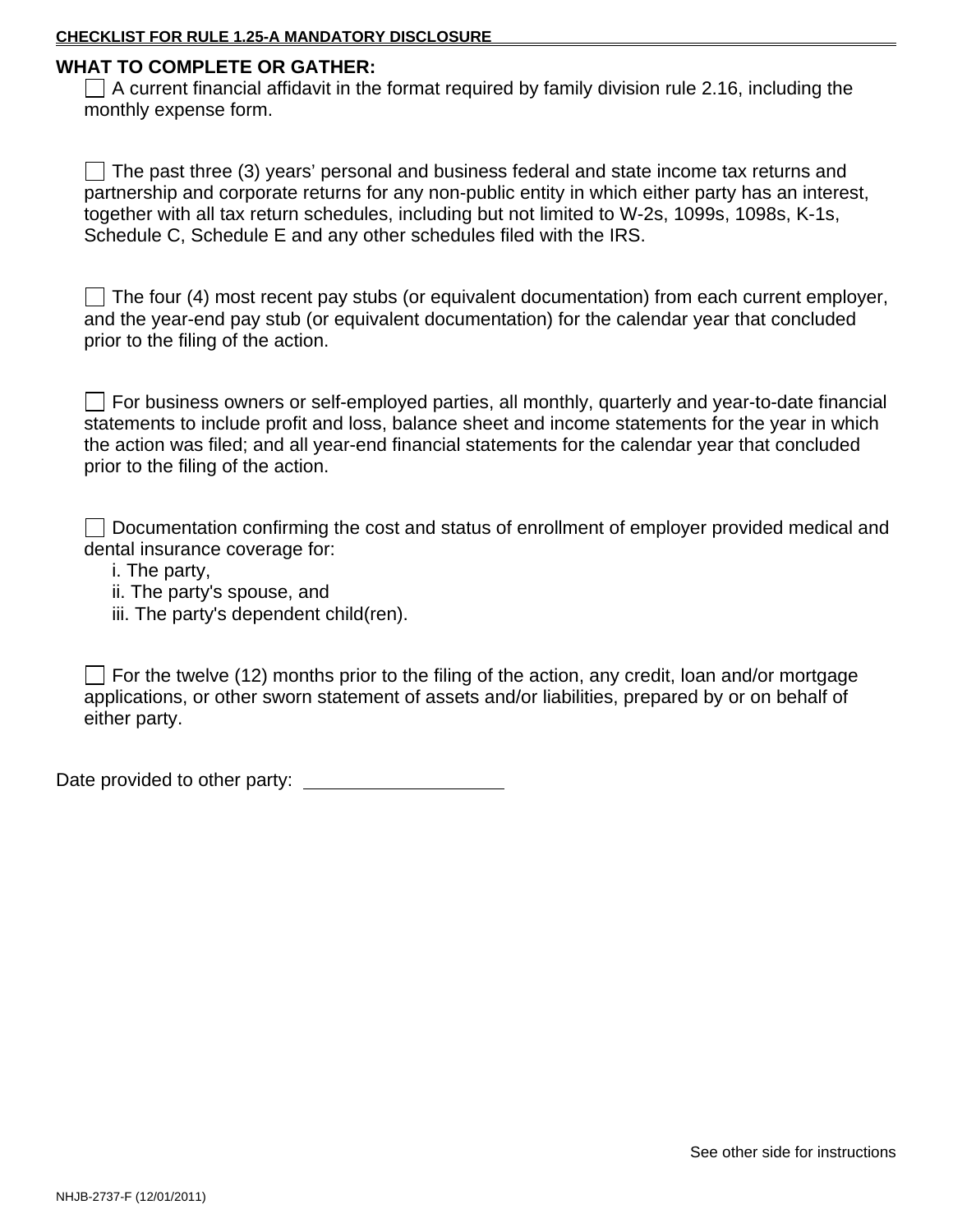CHECKLIST FOR RULE 1.25-A MANDATORY DISCLOSURE

## WHAT TO COMPLETE OR GATHER:

- ☐ A current financial affidavit in the format required by family division rule 2.16, including the monthly expense form.

- ☐ The past three (3) years' personal and business federal and state income tax returns and partnership and corporate returns for any non-public entity in which either party has an interest, together with all tax return schedules, including but not limited to W-2s, 1099s, 1098s, K-1s, Schedule C, Schedule E and any other schedules filed with the IRS.

- ☐ The four (4) most recent pay stubs (or equivalent documentation) from each current employer, and the year-end pay stub (or equivalent documentation) for the calendar year that concluded prior to the filing of the action.

- ☐ For business owners or self-employed parties, all monthly, quarterly and year-to-date financial statements to include profit and loss, balance sheet and income statements for the year in which the action was filed; and all year-end financial statements for the calendar year that concluded prior to the filing of the action.

- ☐ Documentation confirming the cost and status of enrollment of employer provided medical and dental insurance coverage for:
  - i. The party,
  - ii. The party's spouse, and
  - iii. The party's dependent child(ren).

- ☐ For the twelve (12) months prior to the filing of the action, any credit, loan and/or mortgage applications, or other sworn statement of assets and/or liabilities, prepared by or on behalf of either party.

Date provided to other party: ____________________

See other side for instructions

NHJB-2737-F (12/01/2011)